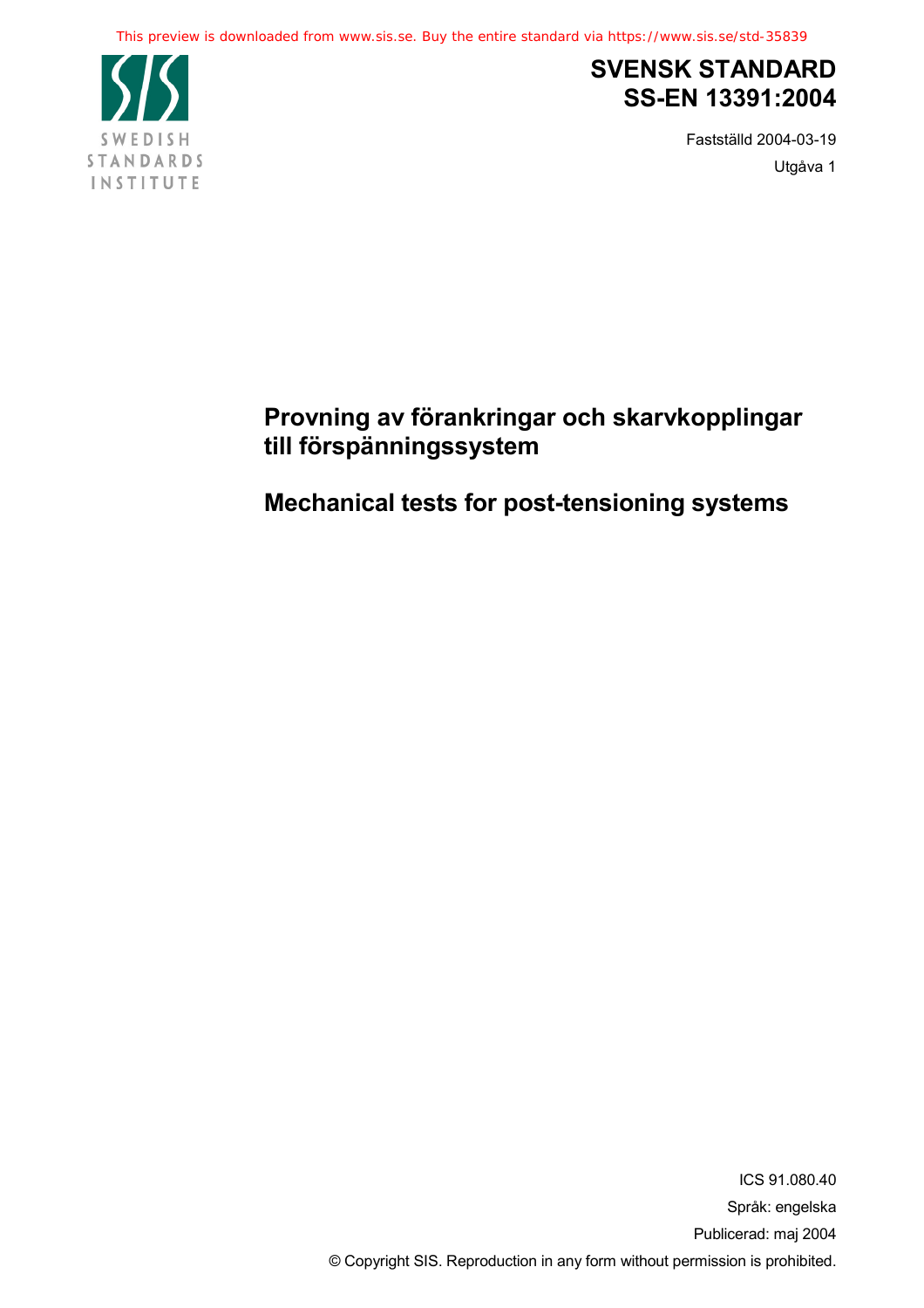This preview is downloaded from www.sis.se. Buy the entire standard via https://www.sis.se/std-35839

SWEDISH STANDARDS INSTITUTE

# SVENSK STANDARD SS-EN 13391:2004

Fastställd 2004-03-19

Utgåva 1

## Provning av förankringar och skarvkopplingar till förspänningssystem

## Mechanical tests for post-tensioning systems

ICS 91.080.40

Språk: engelska

Publicerad: maj 2004

© Copyright SIS. Reproduction in any form without permission is prohibited.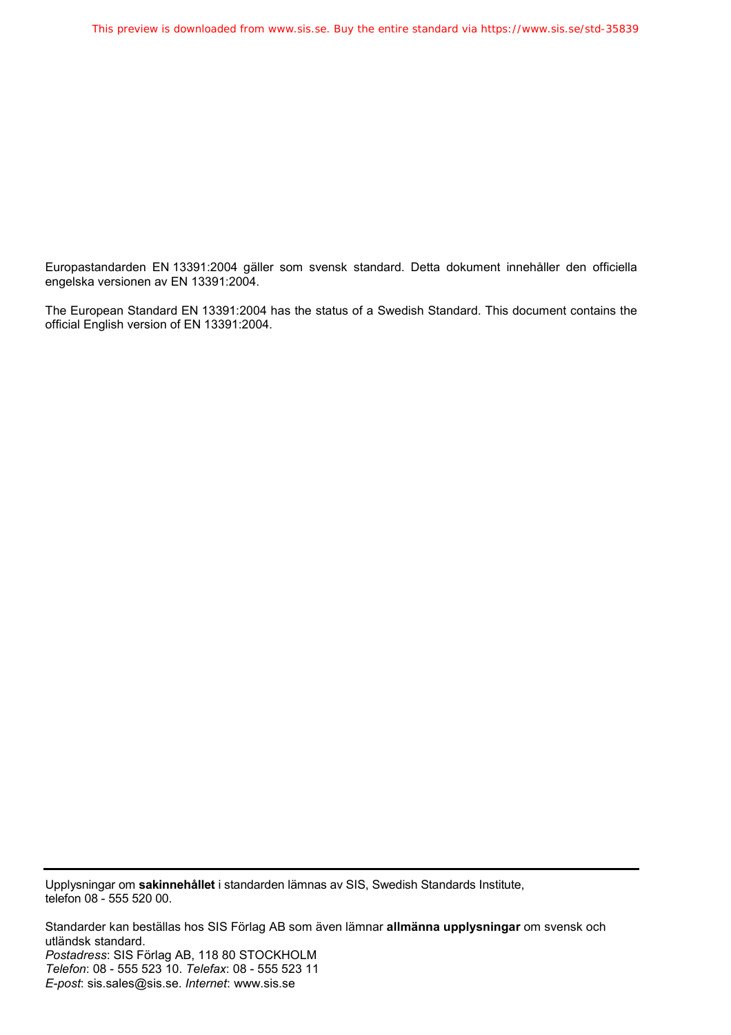Europastandarden EN 13391:2004 gäller som svensk standard. Detta dokument innehåller den officiella engelska versionen av EN 13391:2004.

The European Standard EN 13391:2004 has the status of a Swedish Standard. This document contains the official English version of EN 13391:2004.

---

Upplysningar om **sakinnehållet** i standarden lämnas av SIS, Swedish Standards Institute, telefon 08 - 555 520 00.

Standarder kan beställas hos SIS Förlag AB som även lämnar **allmänna upplysningar** om svensk och utländsk standard.
*Postadress*: SIS Förlag AB, 118 80 STOCKHOLM
*Telefon*: 08 - 555 523 10. *Telefax*: 08 - 555 523 11
*E-post*: sis.sales@sis.se. *Internet*: www.sis.se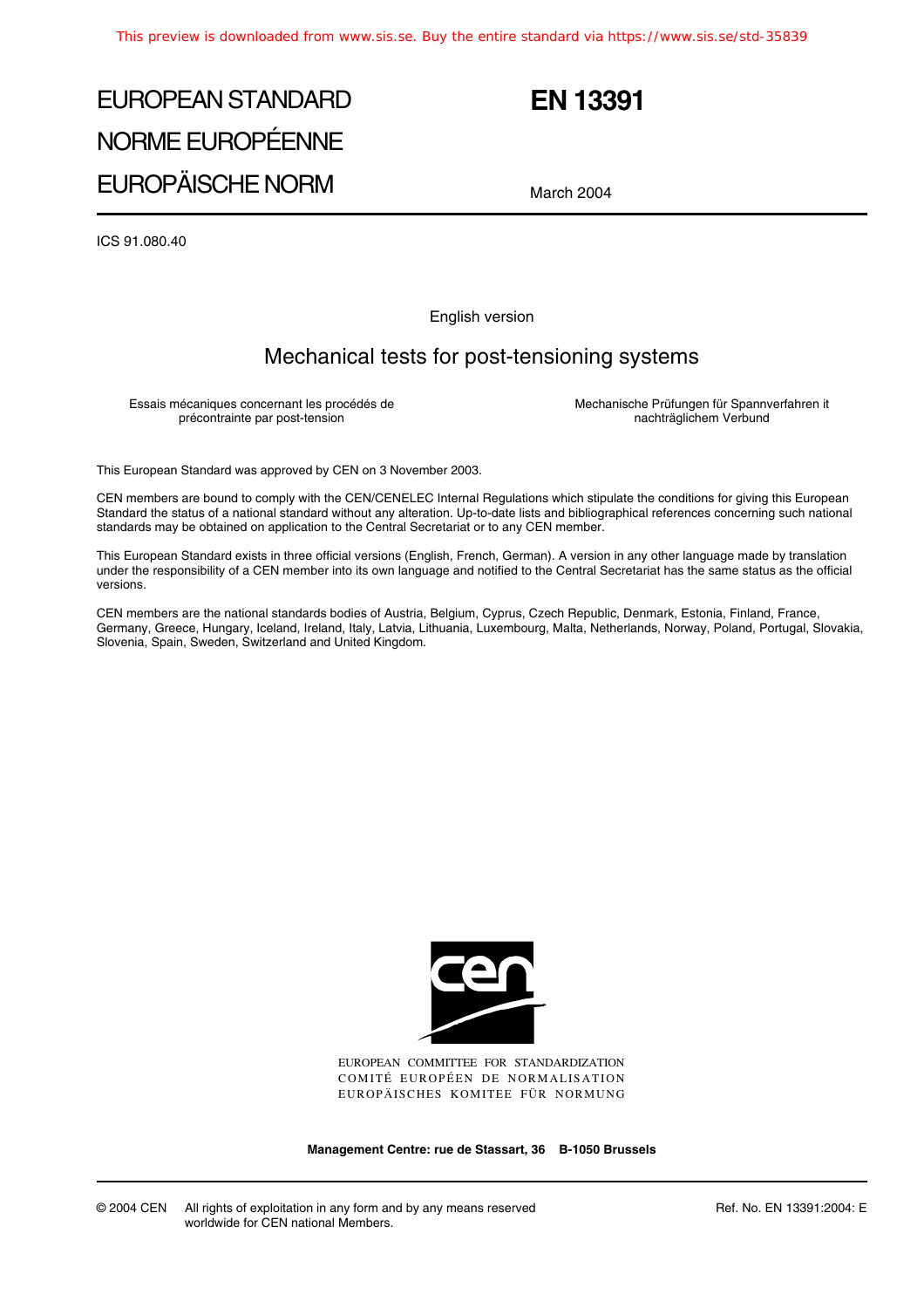# EUROPEAN STANDARD
# NORME EUROPÉENNE
# EUROPÄISCHE NORM

# EN 13391

March 2004

ICS 91.080.40

English version

## Mechanical tests for post-tensioning systems

Essais mécaniques concernant les procédés de précontrainte par post-tension

Mechanische Prüfungen für Spannverfahren it nachträglichem Verbund

This European Standard was approved by CEN on 3 November 2003.

CEN members are bound to comply with the CEN/CENELEC Internal Regulations which stipulate the conditions for giving this European Standard the status of a national standard without any alteration. Up-to-date lists and bibliographical references concerning such national standards may be obtained on application to the Central Secretariat or to any CEN member.

This European Standard exists in three official versions (English, French, German). A version in any other language made by translation under the responsibility of a CEN member into its own language and notified to the Central Secretariat has the same status as the official versions.

CEN members are the national standards bodies of Austria, Belgium, Cyprus, Czech Republic, Denmark, Estonia, Finland, France, Germany, Greece, Hungary, Iceland, Ireland, Italy, Latvia, Lithuania, Luxembourg, Malta, Netherlands, Norway, Poland, Portugal, Slovakia, Slovenia, Spain, Sweden, Switzerland and United Kingdom.

EUROPEAN COMMITTEE FOR STANDARDIZATION
COMITÉ EUROPÉEN DE NORMALISATION
EUROPÄISCHES KOMITEE FÜR NORMUNG

**Management Centre: rue de Stassart, 36 B-1050 Brussels**

© 2004 CEN All rights of exploitation in any form and by any means reserved worldwide for CEN national Members.

Ref. No. EN 13391:2004: E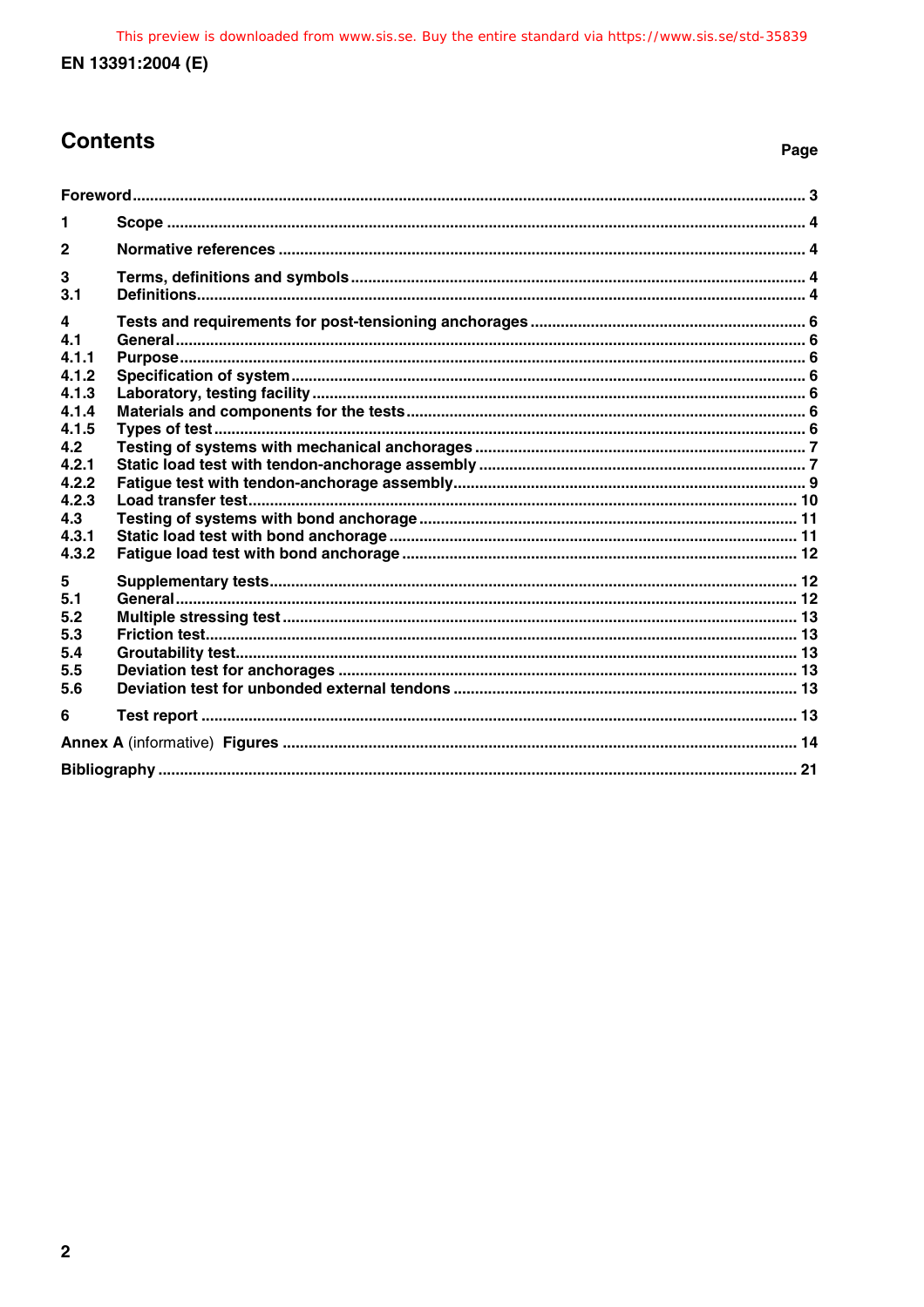## Contents

| | | Page |
|---|---|---|
| Foreword | | 3 |
| 1 | Scope | 4 |
| 2 | Normative references | 4 |
| 3 | Terms, definitions and symbols | 4 |
| 3.1 | Definitions | 4 |
| 4 | Tests and requirements for post-tensioning anchorages | 6 |
| 4.1 | General | 6 |
| 4.1.1 | Purpose | 6 |
| 4.1.2 | Specification of system | 6 |
| 4.1.3 | Laboratory, testing facility | 6 |
| 4.1.4 | Materials and components for the tests | 6 |
| 4.1.5 | Types of test | 6 |
| 4.2 | Testing of systems with mechanical anchorages | 7 |
| 4.2.1 | Static load test with tendon-anchorage assembly | 7 |
| 4.2.2 | Fatigue test with tendon-anchorage assembly | 9 |
| 4.2.3 | Load transfer test | 10 |
| 4.3 | Testing of systems with bond anchorage | 11 |
| 4.3.1 | Static load test with bond anchorage | 11 |
| 4.3.2 | Fatigue load test with bond anchorage | 12 |
| 5 | Supplementary tests | 12 |
| 5.1 | General | 12 |
| 5.2 | Multiple stressing test | 13 |
| 5.3 | Friction test | 13 |
| 5.4 | Groutability test | 13 |
| 5.5 | Deviation test for anchorages | 13 |
| 5.6 | Deviation test for unbonded external tendons | 13 |
| 6 | Test report | 13 |
| Annex A (informative) Figures | | 14 |
| Bibliography | | 21 |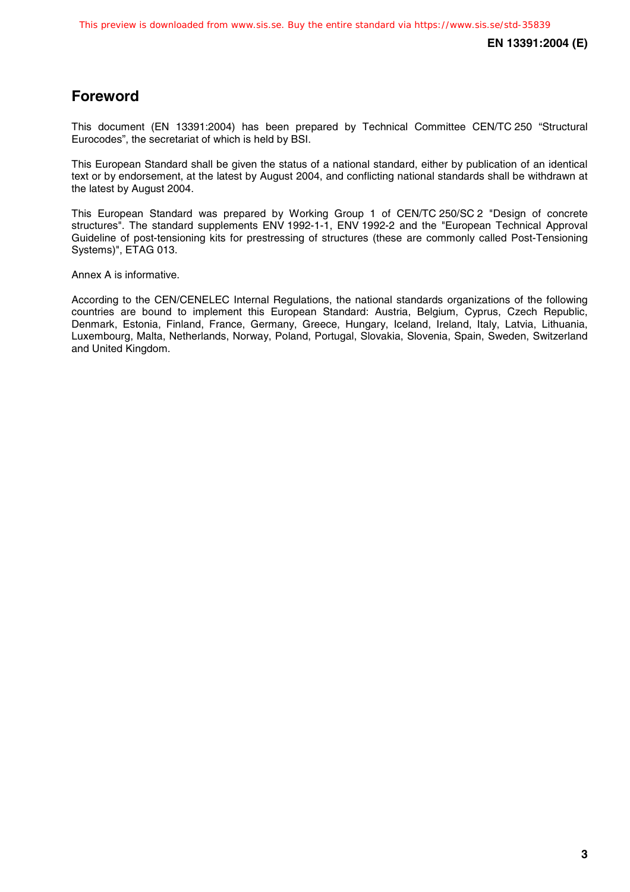# Foreword

This document (EN 13391:2004) has been prepared by Technical Committee CEN/TC 250 "Structural Eurocodes", the secretariat of which is held by BSI.

This European Standard shall be given the status of a national standard, either by publication of an identical text or by endorsement, at the latest by August 2004, and conflicting national standards shall be withdrawn at the latest by August 2004.

This European Standard was prepared by Working Group 1 of CEN/TC 250/SC 2 "Design of concrete structures". The standard supplements ENV 1992-1-1, ENV 1992-2 and the "European Technical Approval Guideline of post-tensioning kits for prestressing of structures (these are commonly called Post-Tensioning Systems)", ETAG 013.

Annex A is informative.

According to the CEN/CENELEC Internal Regulations, the national standards organizations of the following countries are bound to implement this European Standard: Austria, Belgium, Cyprus, Czech Republic, Denmark, Estonia, Finland, France, Germany, Greece, Hungary, Iceland, Ireland, Italy, Latvia, Lithuania, Luxembourg, Malta, Netherlands, Norway, Poland, Portugal, Slovakia, Slovenia, Spain, Sweden, Switzerland and United Kingdom.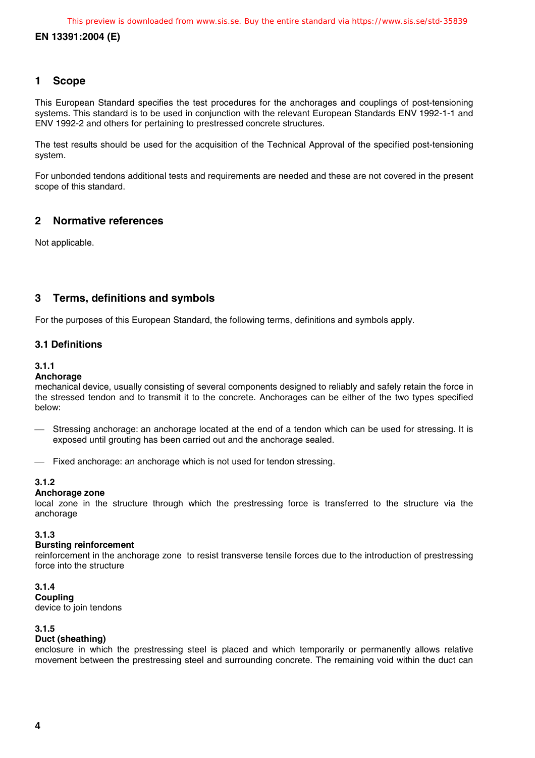# 1 Scope

This European Standard specifies the test procedures for the anchorages and couplings of post-tensioning systems. This standard is to be used in conjunction with the relevant European Standards ENV 1992-1-1 and ENV 1992-2 and others for pertaining to prestressed concrete structures.

The test results should be used for the acquisition of the Technical Approval of the specified post-tensioning system.

For unbonded tendons additional tests and requirements are needed and these are not covered in the present scope of this standard.

# 2 Normative references

Not applicable.

# 3 Terms, definitions and symbols

For the purposes of this European Standard, the following terms, definitions and symbols apply.

## 3.1 Definitions

### 3.1.1

**Anchorage**

mechanical device, usually consisting of several components designed to reliably and safely retain the force in the stressed tendon and to transmit it to the concrete. Anchorages can be either of the two types specified below:

- Stressing anchorage: an anchorage located at the end of a tendon which can be used for stressing. It is exposed until grouting has been carried out and the anchorage sealed.
- Fixed anchorage: an anchorage which is not used for tendon stressing.

### 3.1.2

**Anchorage zone**

local zone in the structure through which the prestressing force is transferred to the structure via the anchorage

### 3.1.3

**Bursting reinforcement**

reinforcement in the anchorage zone to resist transverse tensile forces due to the introduction of prestressing force into the structure

### 3.1.4

**Coupling**

device to join tendons

### 3.1.5

**Duct (sheathing)**

enclosure in which the prestressing steel is placed and which temporarily or permanently allows relative movement between the prestressing steel and surrounding concrete. The remaining void within the duct can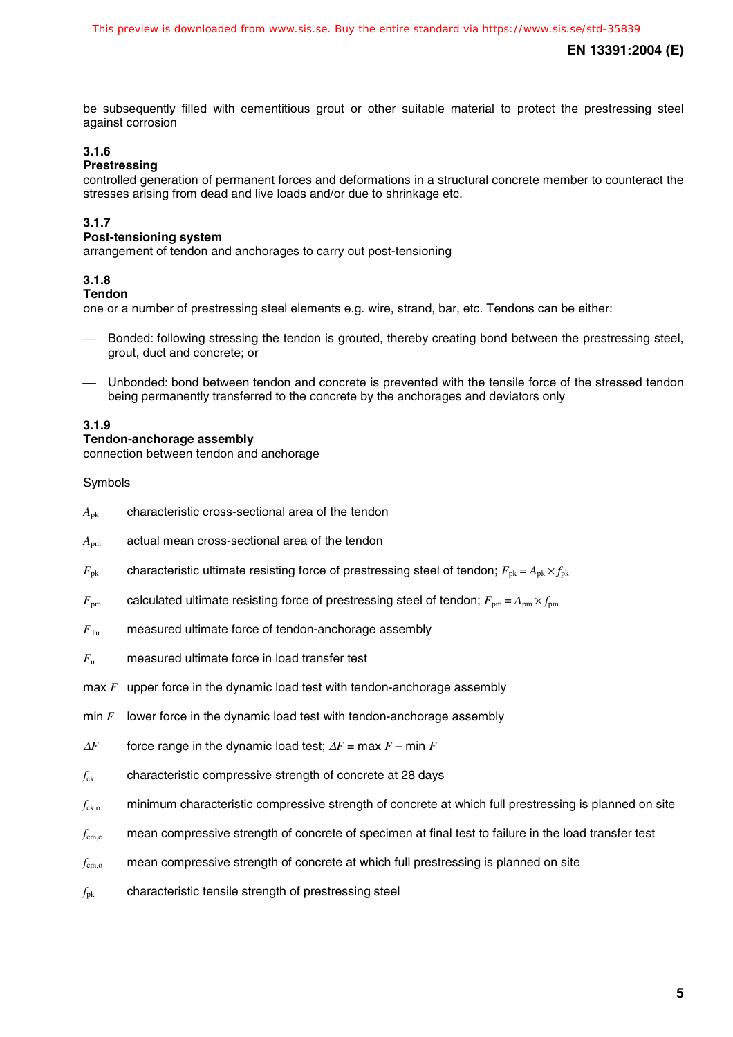be subsequently filled with cementitious grout or other suitable material to protect the prestressing steel against corrosion

### 3.1.6
**Prestressing**

controlled generation of permanent forces and deformations in a structural concrete member to counteract the stresses arising from dead and live loads and/or due to shrinkage etc.

### 3.1.7
**Post-tensioning system**

arrangement of tendon and anchorages to carry out post-tensioning

### 3.1.8
**Tendon**

one or a number of prestressing steel elements e.g. wire, strand, bar, etc. Tendons can be either:

- Bonded: following stressing the tendon is grouted, thereby creating bond between the prestressing steel, grout, duct and concrete; or
- Unbonded: bond between tendon and concrete is prevented with the tensile force of the stressed tendon being permanently transferred to the concrete by the anchorages and deviators only

### 3.1.9
**Tendon-anchorage assembly**

connection between tendon and anchorage

Symbols

$A_{pk}$ characteristic cross-sectional area of the tendon

$A_{pm}$ actual mean cross-sectional area of the tendon

$F_{pk}$ characteristic ultimate resisting force of prestressing steel of tendon; $F_{pk} = A_{pk} \times f_{pk}$

$F_{pm}$ calculated ultimate resisting force of prestressing steel of tendon; $F_{pm} = A_{pm} \times f_{pm}$

$F_{Tu}$ measured ultimate force of tendon-anchorage assembly

$F_{u}$ measured ultimate force in load transfer test

max $F$ upper force in the dynamic load test with tendon-anchorage assembly

min $F$ lower force in the dynamic load test with tendon-anchorage assembly

$\Delta F$ force range in the dynamic load test; $\Delta F$ = max $F$ – min $F$

$f_{ck}$ characteristic compressive strength of concrete at 28 days

$f_{ck,o}$ minimum characteristic compressive strength of concrete at which full prestressing is planned on site

$f_{cm,e}$ mean compressive strength of concrete of specimen at final test to failure in the load transfer test

$f_{cm,o}$ mean compressive strength of concrete at which full prestressing is planned on site

$f_{pk}$ characteristic tensile strength of prestressing steel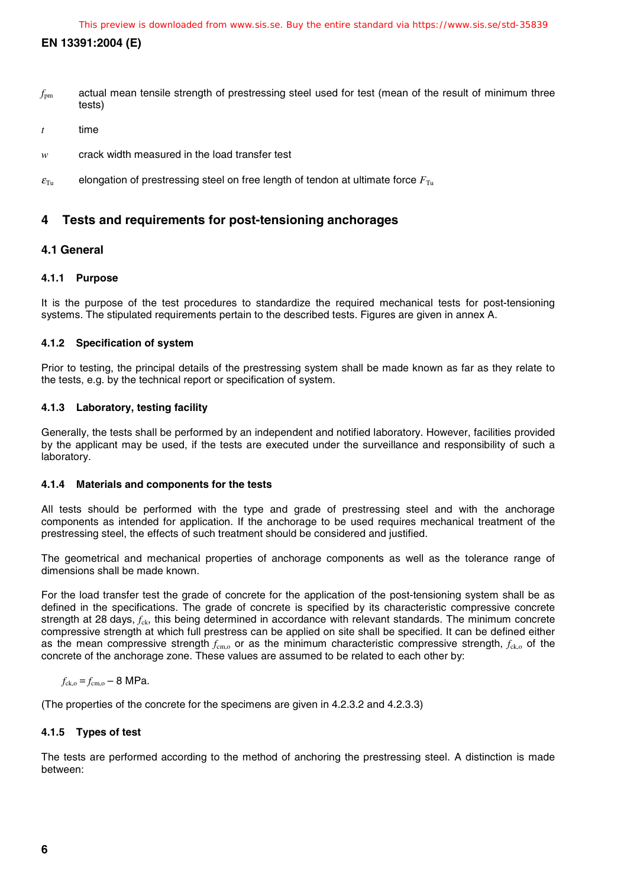$f_{pm}$ actual mean tensile strength of prestressing steel used for test (mean of the result of minimum three tests)

$t$ time

$w$ crack width measured in the load transfer test

$\varepsilon_{Tu}$ elongation of prestressing steel on free length of tendon at ultimate force $F_{Tu}$

# 4 Tests and requirements for post-tensioning anchorages

## 4.1 General

### 4.1.1 Purpose

It is the purpose of the test procedures to standardize the required mechanical tests for post-tensioning systems. The stipulated requirements pertain to the described tests. Figures are given in annex A.

### 4.1.2 Specification of system

Prior to testing, the principal details of the prestressing system shall be made known as far as they relate to the tests, e.g. by the technical report or specification of system.

### 4.1.3 Laboratory, testing facility

Generally, the tests shall be performed by an independent and notified laboratory. However, facilities provided by the applicant may be used, if the tests are executed under the surveillance and responsibility of such a laboratory.

### 4.1.4 Materials and components for the tests

All tests should be performed with the type and grade of prestressing steel and with the anchorage components as intended for application. If the anchorage to be used requires mechanical treatment of the prestressing steel, the effects of such treatment should be considered and justified.

The geometrical and mechanical properties of anchorage components as well as the tolerance range of dimensions shall be made known.

For the load transfer test the grade of concrete for the application of the post-tensioning system shall be as defined in the specifications. The grade of concrete is specified by its characteristic compressive concrete strength at 28 days, $f_{ck}$, this being determined in accordance with relevant standards. The minimum concrete compressive strength at which full prestress can be applied on site shall be specified. It can be defined either as the mean compressive strength $f_{cm,o}$ or as the minimum characteristic compressive strength, $f_{ck,o}$ of the concrete of the anchorage zone. These values are assumed to be related to each other by:

$f_{ck,o} = f_{cm,o} - 8$ MPa.

(The properties of the concrete for the specimens are given in 4.2.3.2 and 4.2.3.3)

### 4.1.5 Types of test

The tests are performed according to the method of anchoring the prestressing steel. A distinction is made between: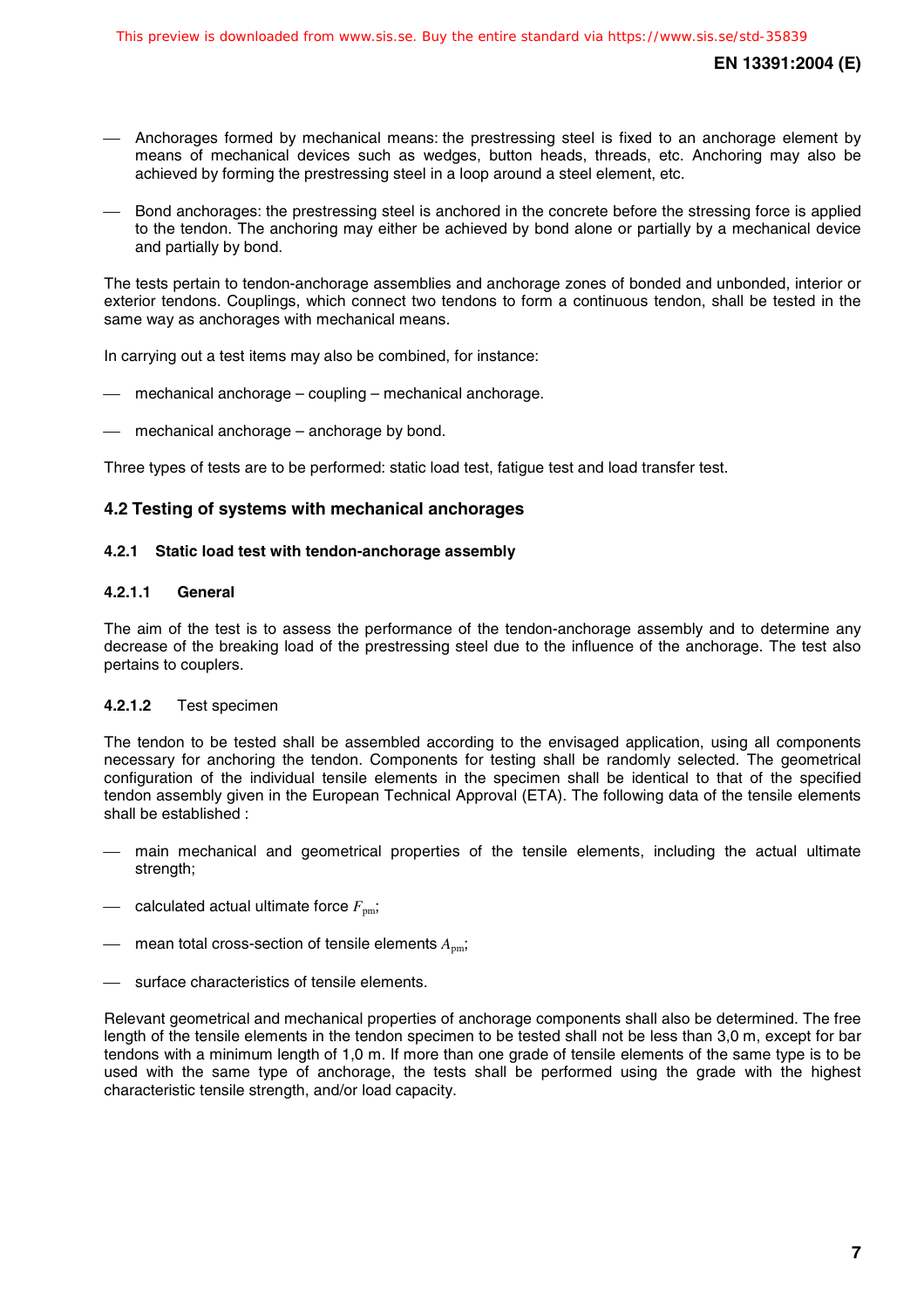- Anchorages formed by mechanical means: the prestressing steel is fixed to an anchorage element by means of mechanical devices such as wedges, button heads, threads, etc. Anchoring may also be achieved by forming the prestressing steel in a loop around a steel element, etc.

- Bond anchorages: the prestressing steel is anchored in the concrete before the stressing force is applied to the tendon. The anchoring may either be achieved by bond alone or partially by a mechanical device and partially by bond.

The tests pertain to tendon-anchorage assemblies and anchorage zones of bonded and unbonded, interior or exterior tendons. Couplings, which connect two tendons to form a continuous tendon, shall be tested in the same way as anchorages with mechanical means.

In carrying out a test items may also be combined, for instance:

- mechanical anchorage – coupling – mechanical anchorage.

- mechanical anchorage – anchorage by bond.

Three types of tests are to be performed: static load test, fatigue test and load transfer test.

## 4.2 Testing of systems with mechanical anchorages

### 4.2.1 Static load test with tendon-anchorage assembly

#### 4.2.1.1 General

The aim of the test is to assess the performance of the tendon-anchorage assembly and to determine any decrease of the breaking load of the prestressing steel due to the influence of the anchorage. The test also pertains to couplers.

#### 4.2.1.2 Test specimen

The tendon to be tested shall be assembled according to the envisaged application, using all components necessary for anchoring the tendon. Components for testing shall be randomly selected. The geometrical configuration of the individual tensile elements in the specimen shall be identical to that of the specified tendon assembly given in the European Technical Approval (ETA). The following data of the tensile elements shall be established :

- main mechanical and geometrical properties of the tensile elements, including the actual ultimate strength;

- calculated actual ultimate force $F_{pm}$;

- mean total cross-section of tensile elements $A_{pm}$;

- surface characteristics of tensile elements.

Relevant geometrical and mechanical properties of anchorage components shall also be determined. The free length of the tensile elements in the tendon specimen to be tested shall not be less than 3,0 m, except for bar tendons with a minimum length of 1,0 m. If more than one grade of tensile elements of the same type is to be used with the same type of anchorage, the tests shall be performed using the grade with the highest characteristic tensile strength, and/or load capacity.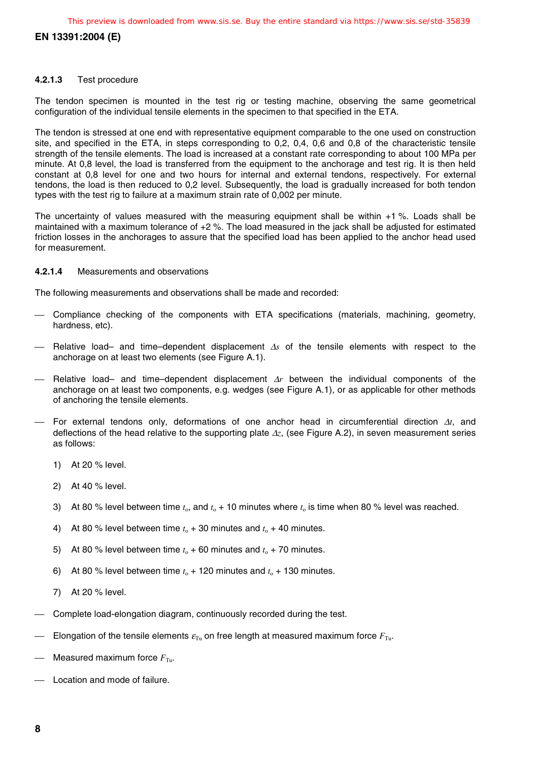#### 4.2.1.3 Test procedure

The tendon specimen is mounted in the test rig or testing machine, observing the same geometrical configuration of the individual tensile elements in the specimen to that specified in the ETA.

The tendon is stressed at one end with representative equipment comparable to the one used on construction site, and specified in the ETA, in steps corresponding to 0,2, 0,4, 0,6 and 0,8 of the characteristic tensile strength of the tensile elements. The load is increased at a constant rate corresponding to about 100 MPa per minute. At 0,8 level, the load is transferred from the equipment to the anchorage and test rig. It is then held constant at 0,8 level for one and two hours for internal and external tendons, respectively. For external tendons, the load is then reduced to 0,2 level. Subsequently, the load is gradually increased for both tendon types with the test rig to failure at a maximum strain rate of 0,002 per minute.

The uncertainty of values measured with the measuring equipment shall be within +1 %. Loads shall be maintained with a maximum tolerance of +2 %. The load measured in the jack shall be adjusted for estimated friction losses in the anchorages to assure that the specified load has been applied to the anchor head used for measurement.

#### 4.2.1.4 Measurements and observations

The following measurements and observations shall be made and recorded:

- Compliance checking of the components with ETA specifications (materials, machining, geometry, hardness, etc).
- Relative load– and time–dependent displacement $\Delta s$ of the tensile elements with respect to the anchorage on at least two elements (see Figure A.1).
- Relative load– and time–dependent displacement $\Delta r$ between the individual components of the anchorage on at least two components, e.g. wedges (see Figure A.1), or as applicable for other methods of anchoring the tensile elements.
- For external tendons only, deformations of one anchor head in circumferential direction $\Delta t$, and deflections of the head relative to the supporting plate $\Delta z$, (see Figure A.2), in seven measurement series as follows:

  1) At 20 % level.

  2) At 40 % level.

  3) At 80 % level between time $t_o$, and $t_o$ + 10 minutes where $t_o$ is time when 80 % level was reached.

  4) At 80 % level between time $t_o$ + 30 minutes and $t_o$ + 40 minutes.

  5) At 80 % level between time $t_o$ + 60 minutes and $t_o$ + 70 minutes.

  6) At 80 % level between time $t_o$ + 120 minutes and $t_o$ + 130 minutes.

  7) At 20 % level.

- Complete load-elongation diagram, continuously recorded during the test.
- Elongation of the tensile elements $\varepsilon_{Tu}$ on free length at measured maximum force $F_{Tu}$.
- Measured maximum force $F_{Tu}$.
- Location and mode of failure.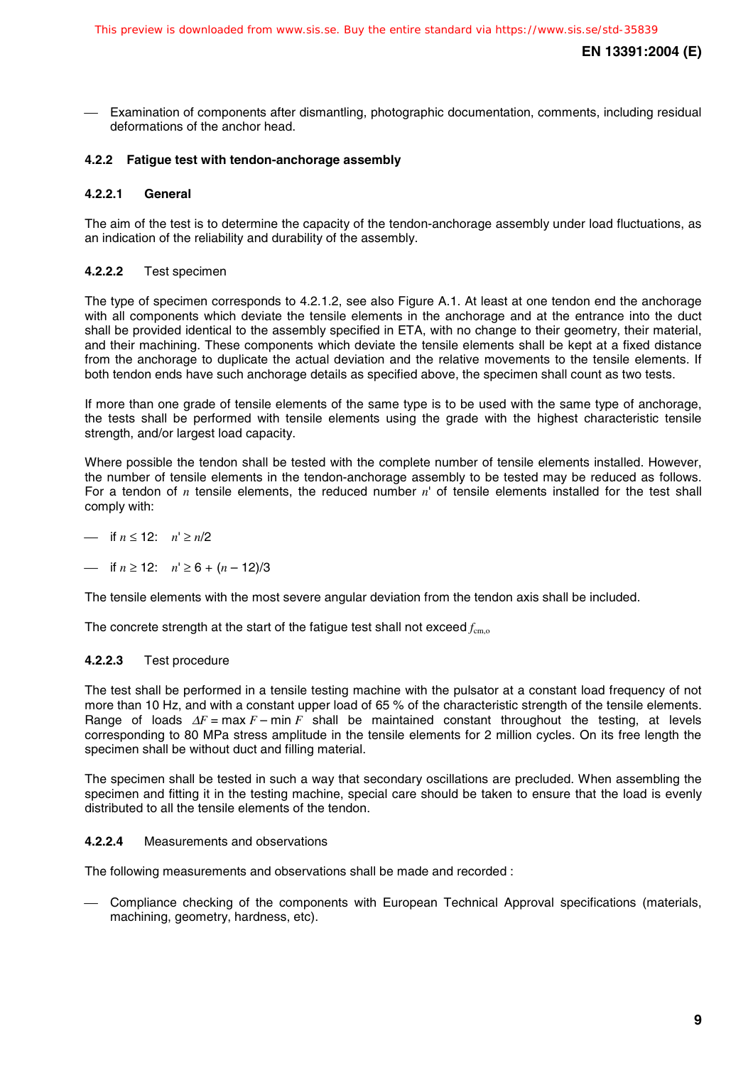— Examination of components after dismantling, photographic documentation, comments, including residual deformations of the anchor head.

### 4.2.2 Fatigue test with tendon-anchorage assembly

#### 4.2.2.1 General

The aim of the test is to determine the capacity of the tendon-anchorage assembly under load fluctuations, as an indication of the reliability and durability of the assembly.

#### 4.2.2.2 Test specimen

The type of specimen corresponds to 4.2.1.2, see also Figure A.1. At least at one tendon end the anchorage with all components which deviate the tensile elements in the anchorage and at the entrance into the duct shall be provided identical to the assembly specified in ETA, with no change to their geometry, their material, and their machining. These components which deviate the tensile elements shall be kept at a fixed distance from the anchorage to duplicate the actual deviation and the relative movements to the tensile elements. If both tendon ends have such anchorage details as specified above, the specimen shall count as two tests.

If more than one grade of tensile elements of the same type is to be used with the same type of anchorage, the tests shall be performed with tensile elements using the grade with the highest characteristic tensile strength, and/or largest load capacity.

Where possible the tendon shall be tested with the complete number of tensile elements installed. However, the number of tensile elements in the tendon-anchorage assembly to be tested may be reduced as follows. For a tendon of $n$ tensile elements, the reduced number $n'$ of tensile elements installed for the test shall comply with:

— if $n \leq 12$: $n' \geq n/2$

— if $n \geq 12$: $n' \geq 6 + (n - 12)/3$

The tensile elements with the most severe angular deviation from the tendon axis shall be included.

The concrete strength at the start of the fatigue test shall not exceed $f_{cm,o}$

#### 4.2.2.3 Test procedure

The test shall be performed in a tensile testing machine with the pulsator at a constant load frequency of not more than 10 Hz, and with a constant upper load of 65 % of the characteristic strength of the tensile elements. Range of loads $\Delta F = \max F - \min F$ shall be maintained constant throughout the testing, at levels corresponding to 80 MPa stress amplitude in the tensile elements for 2 million cycles. On its free length the specimen shall be without duct and filling material.

The specimen shall be tested in such a way that secondary oscillations are precluded. When assembling the specimen and fitting it in the testing machine, special care should be taken to ensure that the load is evenly distributed to all the tensile elements of the tendon.

#### 4.2.2.4 Measurements and observations

The following measurements and observations shall be made and recorded :

— Compliance checking of the components with European Technical Approval specifications (materials, machining, geometry, hardness, etc).